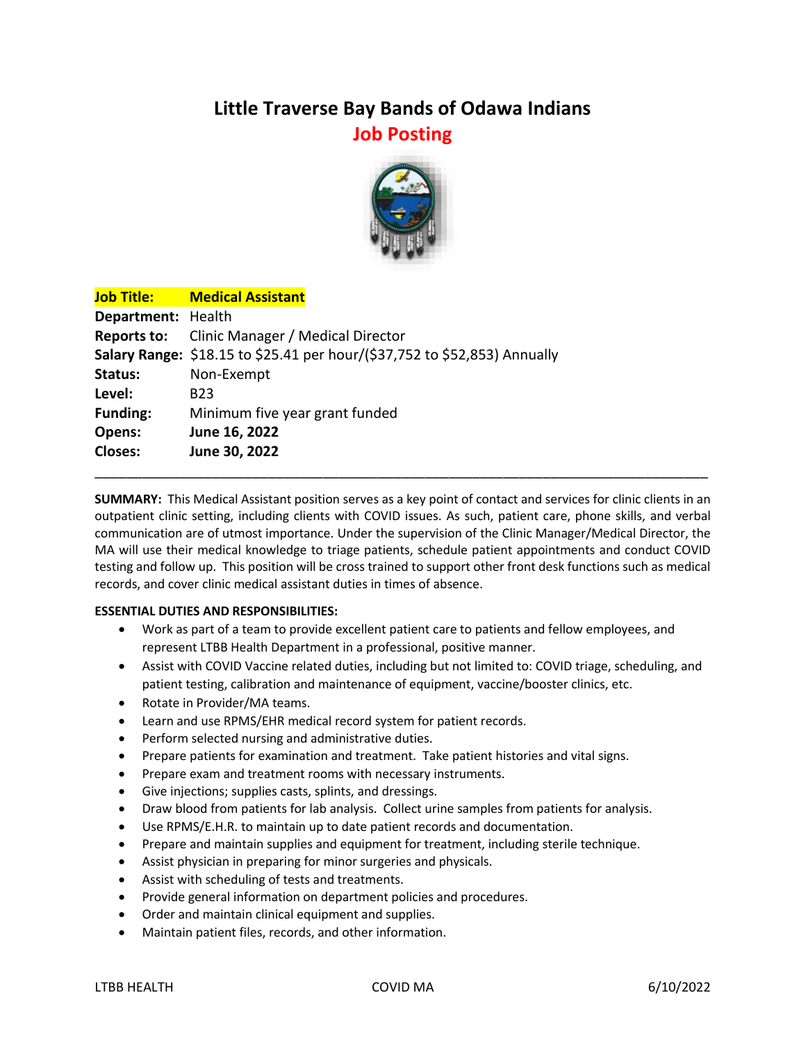# Little Traverse Bay Bands of Odawa Indians

## Job Posting

**Job Title:** **Medical Assistant**
**Department:** Health
**Reports to:** Clinic Manager / Medical Director
**Salary Range:** $18.15 to $25.41 per hour/($37,752 to $52,853) Annually
**Status:** Non-Exempt
**Level:** B23
**Funding:** Minimum five year grant funded
**Opens:** **June 16, 2022**
**Closes:** **June 30, 2022**

---

**SUMMARY:** This Medical Assistant position serves as a key point of contact and services for clinic clients in an outpatient clinic setting, including clients with COVID issues. As such, patient care, phone skills, and verbal communication are of utmost importance. Under the supervision of the Clinic Manager/Medical Director, the MA will use their medical knowledge to triage patients, schedule patient appointments and conduct COVID testing and follow up. This position will be cross trained to support other front desk functions such as medical records, and cover clinic medical assistant duties in times of absence.

**ESSENTIAL DUTIES AND RESPONSIBILITIES:**

- Work as part of a team to provide excellent patient care to patients and fellow employees, and represent LTBB Health Department in a professional, positive manner.
- Assist with COVID Vaccine related duties, including but not limited to: COVID triage, scheduling, and patient testing, calibration and maintenance of equipment, vaccine/booster clinics, etc.
- Rotate in Provider/MA teams.
- Learn and use RPMS/EHR medical record system for patient records.
- Perform selected nursing and administrative duties.
- Prepare patients for examination and treatment. Take patient histories and vital signs.
- Prepare exam and treatment rooms with necessary instruments.
- Give injections; supplies casts, splints, and dressings.
- Draw blood from patients for lab analysis. Collect urine samples from patients for analysis.
- Use RPMS/E.H.R. to maintain up to date patient records and documentation.
- Prepare and maintain supplies and equipment for treatment, including sterile technique.
- Assist physician in preparing for minor surgeries and physicals.
- Assist with scheduling of tests and treatments.
- Provide general information on department policies and procedures.
- Order and maintain clinical equipment and supplies.
- Maintain patient files, records, and other information.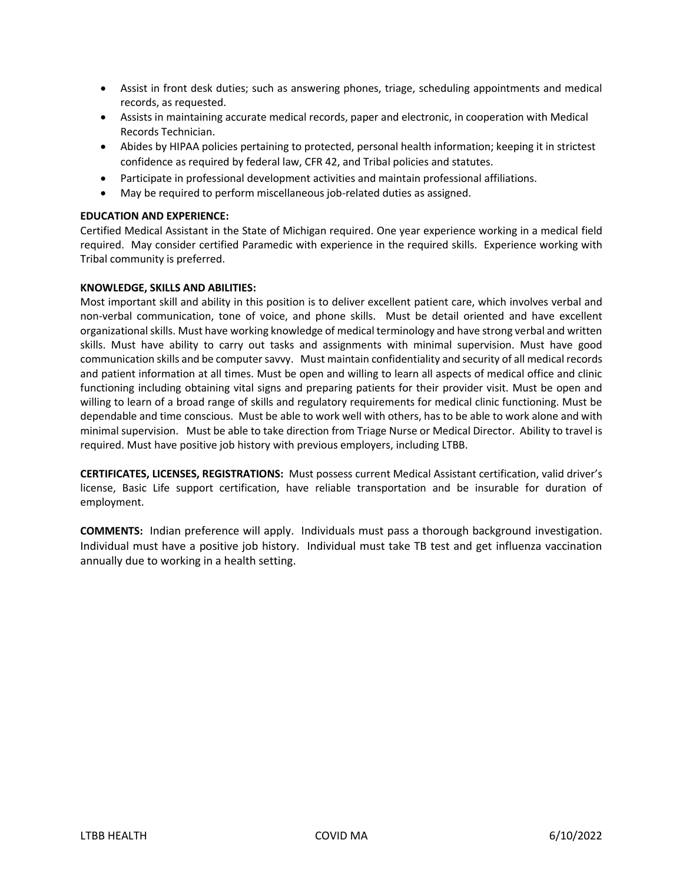- Assist in front desk duties; such as answering phones, triage, scheduling appointments and medical records, as requested.
- Assists in maintaining accurate medical records, paper and electronic, in cooperation with Medical Records Technician.
- Abides by HIPAA policies pertaining to protected, personal health information; keeping it in strictest confidence as required by federal law, CFR 42, and Tribal policies and statutes.
- Participate in professional development activities and maintain professional affiliations.
- May be required to perform miscellaneous job-related duties as assigned.

**EDUCATION AND EXPERIENCE:**
Certified Medical Assistant in the State of Michigan required. One year experience working in a medical field required. May consider certified Paramedic with experience in the required skills. Experience working with Tribal community is preferred.

**KNOWLEDGE, SKILLS AND ABILITIES:**
Most important skill and ability in this position is to deliver excellent patient care, which involves verbal and non-verbal communication, tone of voice, and phone skills. Must be detail oriented and have excellent organizational skills. Must have working knowledge of medical terminology and have strong verbal and written skills. Must have ability to carry out tasks and assignments with minimal supervision. Must have good communication skills and be computer savvy. Must maintain confidentiality and security of all medical records and patient information at all times. Must be open and willing to learn all aspects of medical office and clinic functioning including obtaining vital signs and preparing patients for their provider visit. Must be open and willing to learn of a broad range of skills and regulatory requirements for medical clinic functioning. Must be dependable and time conscious. Must be able to work well with others, has to be able to work alone and with minimal supervision. Must be able to take direction from Triage Nurse or Medical Director. Ability to travel is required. Must have positive job history with previous employers, including LTBB.

**CERTIFICATES, LICENSES, REGISTRATIONS:** Must possess current Medical Assistant certification, valid driver's license, Basic Life support certification, have reliable transportation and be insurable for duration of employment.

**COMMENTS:** Indian preference will apply. Individuals must pass a thorough background investigation. Individual must have a positive job history. Individual must take TB test and get influenza vaccination annually due to working in a health setting.